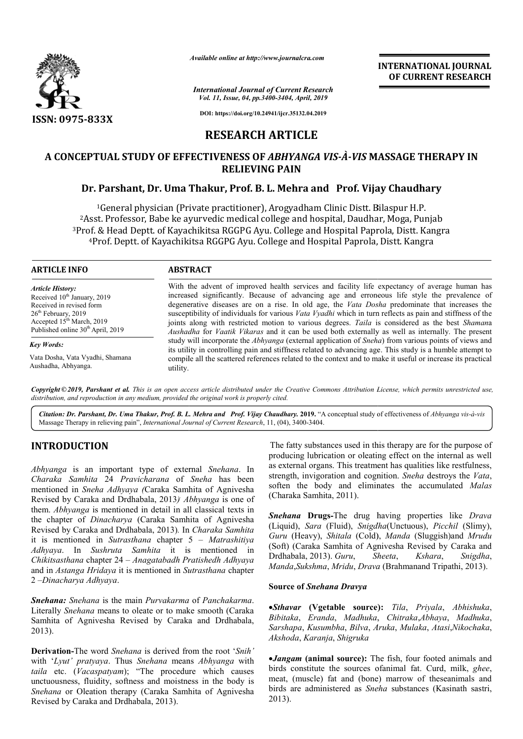ISSN: 0975-833X

*Available online at http://www.journalcra.com*

*International Journal of Current Research*
*Vol. 11, Issue, 04, pp.3400-3404, April, 2019*

**DOI: https://doi.org/10.24941/ijcr.35132.04.2019**

**INTERNATIONAL JOURNAL OF CURRENT RESEARCH**

# RESEARCH ARTICLE

# A CONCEPTUAL STUDY OF EFFECTIVENESS OF *ABHYANGA VIS-À-VIS* MASSAGE THERAPY IN RELIEVING PAIN

**Dr. Parshant, Dr. Uma Thakur, Prof. B. L. Mehra and Prof. Vijay Chaudhary**

[1]General physician (Private practitioner), Arogyadham Clinic Distt. Bilaspur H.P.
[2]Asst. Professor, Babe ke ayurvedic medical college and hospital, Daudhar, Moga, Punjab
[3]Prof. & Head Deptt. of Kayachikitsa RGGPG Ayu. College and Hospital Paprola, Distt. Kangra
[4]Prof. Deptt. of Kayachikitsa RGGPG Ayu. College and Hospital Paprola, Distt. Kangra

**ARTICLE INFO**

*Article History:*
Received 10th January, 2019
Received in revised form
26th February, 2019
Accepted 15th March, 2019
Published online 30th April, 2019

*Key Words:*
Vata Dosha, Vata Vyadhi, Shamana Aushadha, Abhyanga.

**ABSTRACT**

With the advent of improved health services and facility life expectancy of average human has increased significantly. Because of advancing age and erroneous life style the prevalence of degenerative diseases are on a rise. In old age, the *Vata Dosha* predominate that increases the susceptibility of individuals for various *Vata Vyadhi* which in turn reflects as pain and stiffness of the joints along with restricted motion to various degrees. *Taila* is considered as the best *Shaman*a *Aushadha* for *Vaatik Vikaras* and it can be used both externally as well as internally. The present study will incorporate the *Abhyanga* (external application of *Sneha*) from various points of views and its utility in controlling pain and stiffness related to advancing age. This study is a humble attempt to compile all the scattered references related to the context and to make it useful or increase its practical utility.

*Copyright © 2019, Parshant et al. This is an open access article distributed under the Creative Commons Attribution License, which permits unrestricted use, distribution, and reproduction in any medium, provided the original work is properly cited.*

*Citation: Dr. Parshant, Dr. Uma Thakur, Prof. B. L. Mehra and Prof. Vijay Chaudhary.* **2019.** "A conceptual study of effectiveness of *Abhyanga vis-à-vis* Massage Therapy in relieving pain", *International Journal of Current Research*, 11, (04), 3400-3404.

## INTRODUCTION

*Abhyanga* is an important type of external *Snehana*. In *Charaka Samhita* 24 *Pravicharana* of *Sneha* has been mentioned in *Sneha Adhyaya (*Caraka Samhita of Agnivesha Revised by Caraka and Drdhabala, 2013*). Abhyanga* is one of them. *Abhyanga* is mentioned in detail in all classical texts in the chapter of *Dinacharya* (Caraka Samhita of Agnivesha Revised by Caraka and Drdhabala, 2013). In *Charaka Samhita* it is mentioned in *Sutrasthana* chapter 5 – *Matrashitiya Adhyaya*. In *Sushruta Samhita* it is mentioned in *Chikitsasthana* chapter 24 – *Anagatabadh Pratishedh Adhyaya* and in *Astanga Hridaya* it is mentioned in *Sutrasthana* chapter 2 –*Dinacharya Adhyaya*.

***Snehana:*** *Snehana* is the main *Purvakarma* of *Panchakarma*. Literally *Snehana* means to oleate or to make smooth (Caraka Samhita of Agnivesha Revised by Caraka and Drdhabala, 2013).

**Derivation-**The word *Snehana* is derived from the root '*Snih'* with '*Lyut' pratyaya*. Thus *Snehana* means *Abhyanga* with *taila* etc. (*Vacaspatyam*); "The procedure which causes unctuousness, fluidity, softness and moistness in the body is *Snehana* or Oleation therapy (Caraka Samhita of Agnivesha Revised by Caraka and Drdhabala, 2013).

The fatty substances used in this therapy are for the purpose of producing lubrication or oleating effect on the internal as well as external organs. This treatment has qualities like restfulness, strength, invigoration and cognition. *Sneha* destroys the *Vata*, soften the body and eliminates the accumulated *Malas* (Charaka Samhita, 2011).

***Snehana* Drugs-**The drug having properties like *Drava* (Liquid), *Sara* (Fluid), *Snigdha*(Unctuous), *Picchil* (Slimy), *Guru* (Heavy), *Shitala* (Cold), *Manda* (Sluggish)and *Mrudu* (Soft) (Caraka Samhita of Agnivesha Revised by Caraka and Drdhabala, 2013). *Guru*, *Sheeta*, *Kshara*, *Snigdha*, *Manda*,*Sukshma*, *Mridu*, *Drava* (Brahmanand Tripathi, 2013).

**Source of *Snehana Dravya***

- ***Sthavar*** **(Vgetable source):** *Tila*, *Priyala*, *Abhishuka*, *Bibitaka*, *Eranda*, *Madhuka*, *Chitraka*,*Abhaya*, *Madhuka*, *Sarshapa*, *Kusumbha*, *Bilva*, *Aruka*, *Mulaka*, *Atasi*,*Nikochaka*, *Akshoda*, *Karanja*, *Shigruka*

- ***Jangam*** **(animal source):** The fish, four footed animals and birds constitute the sources ofanimal fat. Curd, milk, *ghee*, meat, (muscle) fat and (bone) marrow of theseanimals and birds are administered as *Sneha* substances (Kasinath sastri, 2013).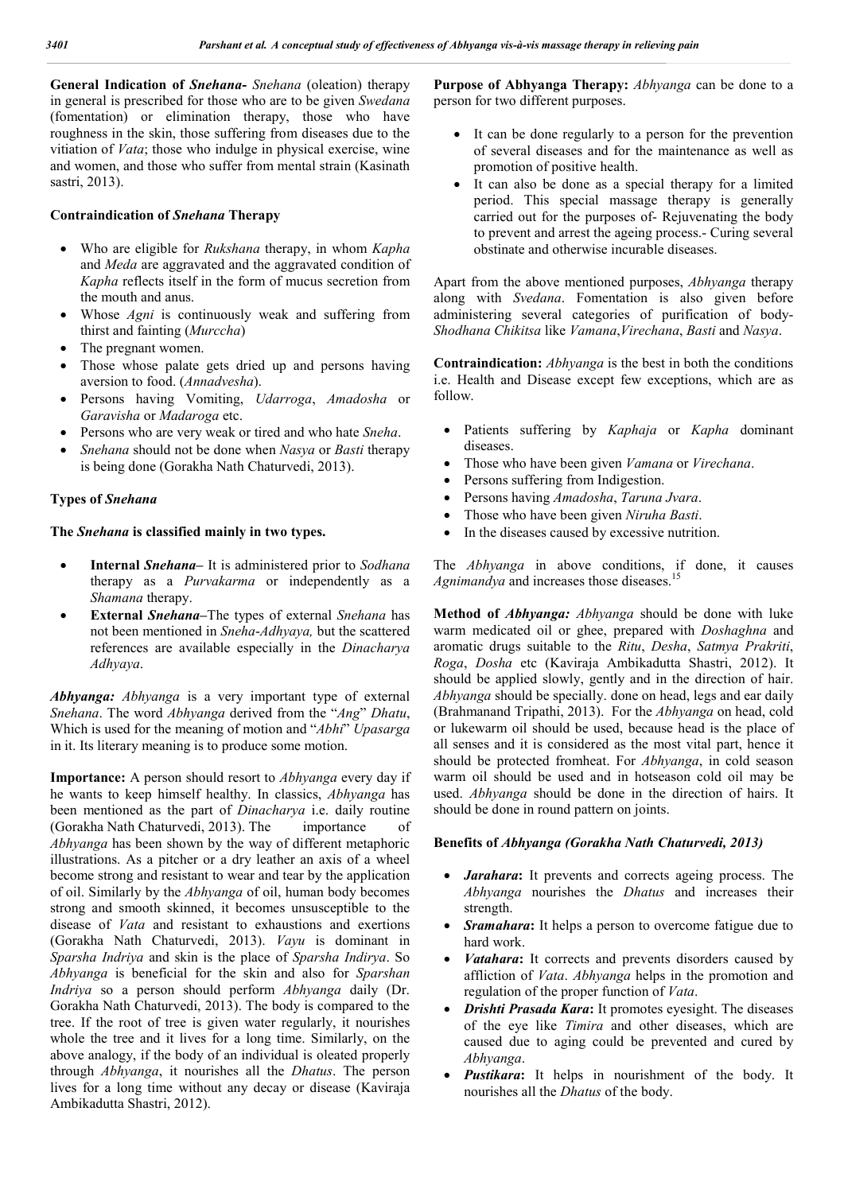**General Indication of *Snehana-*** *Snehana* (oleation) therapy in general is prescribed for those who are to be given *Swedana* (fomentation) or elimination therapy, those who have roughness in the skin, those suffering from diseases due to the vitiation of *Vata*; those who indulge in physical exercise, wine and women, and those who suffer from mental strain (Kasinath sastri, 2013).

**Contraindication of *Snehana* Therapy**

- Who are eligible for *Rukshana* therapy, in whom *Kapha* and *Meda* are aggravated and the aggravated condition of *Kapha* reflects itself in the form of mucus secretion from the mouth and anus.
- Whose *Agni* is continuously weak and suffering from thirst and fainting (*Murccha*)
- The pregnant women.
- Those whose palate gets dried up and persons having aversion to food. (*Annadvesha*).
- Persons having Vomiting, *Udarroga*, *Amadosha* or *Garavisha* or *Madaroga* etc.
- Persons who are very weak or tired and who hate *Sneha*.
- *Snehana* should not be done when *Nasya* or *Basti* therapy is being done (Gorakha Nath Chaturvedi, 2013).

**Types of *Snehana***

**The *Snehana* is classified mainly in two types.**

- **Internal *Snehana*–** It is administered prior to *Sodhana* therapy as a *Purvakarma* or independently as a *Shamana* therapy.
- **External *Snehana*–**The types of external *Snehana* has not been mentioned in *Sneha-Adhyaya,* but the scattered references are available especially in the *Dinacharya Adhyaya*.

***Abhyanga:*** *Abhyanga* is a very important type of external *Snehana*. The word *Abhyanga* derived from the "*Ang*" *Dhatu*, Which is used for the meaning of motion and "*Abhi*" *Upasarga* in it. Its literary meaning is to produce some motion.

**Importance:** A person should resort to *Abhyanga* every day if he wants to keep himself healthy. In classics, *Abhyanga* has been mentioned as the part of *Dinacharya* i.e. daily routine (Gorakha Nath Chaturvedi, 2013). The importance of *Abhyanga* has been shown by the way of different metaphoric illustrations. As a pitcher or a dry leather an axis of a wheel become strong and resistant to wear and tear by the application of oil. Similarly by the *Abhyanga* of oil, human body becomes strong and smooth skinned, it becomes unsusceptible to the disease of *Vata* and resistant to exhaustions and exertions (Gorakha Nath Chaturvedi, 2013). *Vayu* is dominant in *Sparsha Indriya* and skin is the place of *Sparsha Indirya*. So *Abhyanga* is beneficial for the skin and also for *Sparshan Indriya* so a person should perform *Abhyanga* daily (Dr. Gorakha Nath Chaturvedi, 2013). The body is compared to the tree. If the root of tree is given water regularly, it nourishes whole the tree and it lives for a long time. Similarly, on the above analogy, if the body of an individual is oleated properly through *Abhyanga*, it nourishes all the *Dhatus*. The person lives for a long time without any decay or disease (Kaviraja Ambikadutta Shastri, 2012).

**Purpose of Abhyanga Therapy:** *Abhyanga* can be done to a person for two different purposes.

- It can be done regularly to a person for the prevention of several diseases and for the maintenance as well as promotion of positive health.
- It can also be done as a special therapy for a limited period. This special massage therapy is generally carried out for the purposes of- Rejuvenating the body to prevent and arrest the ageing process.- Curing several obstinate and otherwise incurable diseases.

Apart from the above mentioned purposes, *Abhyanga* therapy along with *Svedana*. Fomentation is also given before administering several categories of purification of body- *Shodhana Chikitsa* like *Vamana*,*Virechana*, *Basti* and *Nasya*.

**Contraindication:** *Abhyanga* is the best in both the conditions i.e. Health and Disease except few exceptions, which are as follow.

- Patients suffering by *Kaphaja* or *Kapha* dominant diseases.
- Those who have been given *Vamana* or *Virechana*.
- Persons suffering from Indigestion.
- Persons having *Amadosha*, *Taruna Jvara*.
- Those who have been given *Niruha Basti*.
- In the diseases caused by excessive nutrition.

The *Abhyanga* in above conditions, if done, it causes *Agnimandya* and increases those diseases.[15]

**Method of *Abhyanga:*** *Abhyanga* should be done with luke warm medicated oil or ghee, prepared with *Doshaghna* and aromatic drugs suitable to the *Ritu*, *Desha*, *Satmya Prakriti*, *Roga*, *Dosha* etc (Kaviraja Ambikadutta Shastri, 2012). It should be applied slowly, gently and in the direction of hair. *Abhyanga* should be specially. done on head, legs and ear daily (Brahmanand Tripathi, 2013). For the *Abhyanga* on head, cold or lukewarm oil should be used, because head is the place of all senses and it is considered as the most vital part, hence it should be protected fromheat. For *Abhyanga*, in cold season warm oil should be used and in hotseason cold oil may be used. *Abhyanga* should be done in the direction of hairs. It should be done in round pattern on joints.

**Benefits of *Abhyanga (Gorakha Nath Chaturvedi, 2013)***

- ***Jarahara*:** It prevents and corrects ageing process. The *Abhyanga* nourishes the *Dhatus* and increases their strength.
- ***Sramahara*:** It helps a person to overcome fatigue due to hard work.
- ***Vatahara*:** It corrects and prevents disorders caused by affliction of *Vata*. *Abhyanga* helps in the promotion and regulation of the proper function of *Vata*.
- ***Drishti Prasada Kara*:** It promotes eyesight. The diseases of the eye like *Timira* and other diseases, which are caused due to aging could be prevented and cured by *Abhyanga*.
- ***Pustikara*:** It helps in nourishment of the body. It nourishes all the *Dhatus* of the body.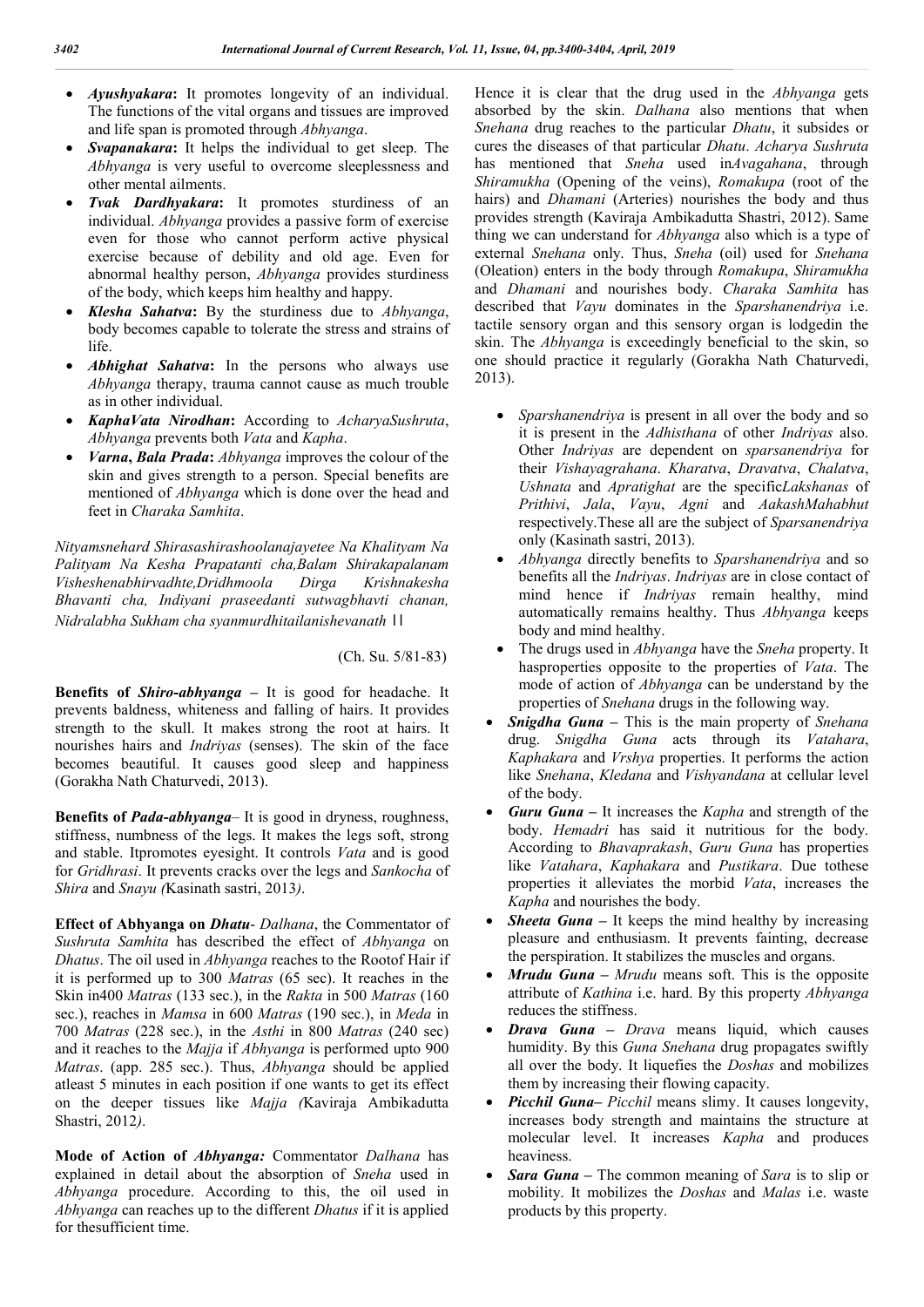- ***Ayushyakara*:** It promotes longevity of an individual. The functions of the vital organs and tissues are improved and life span is promoted through *Abhyanga*.
- ***Svapanakara*:** It helps the individual to get sleep. The *Abhyanga* is very useful to overcome sleeplessness and other mental ailments.
- ***Tvak Dardhyakara*:** It promotes sturdiness of an individual. *Abhyanga* provides a passive form of exercise even for those who cannot perform active physical exercise because of debility and old age. Even for abnormal healthy person, *Abhyanga* provides sturdiness of the body, which keeps him healthy and happy.
- ***Klesha Sahatva*:** By the sturdiness due to *Abhyanga*, body becomes capable to tolerate the stress and strains of life.
- ***Abhighat Sahatva*:** In the persons who always use *Abhyanga* therapy, trauma cannot cause as much trouble as in other individual.
- ***KaphaVata Nirodhan*:** According to *AcharyaSushruta*, *Abhyanga* prevents both *Vata* and *Kapha*.
- ***Varna*, *Bala Prada*:** *Abhyanga* improves the colour of the skin and gives strength to a person. Special benefits are mentioned of *Abhyanga* which is done over the head and feet in *Charaka Samhita*.

*Nityamsnehard Shirasashirashoolanajayetee Na Khalityam Na Palityam Na Kesha Prapatanti cha,Balam Shirakapalanam Visheshenabhirvadhte,Dridhmoola Dirga Krishnakesha Bhavanti cha, Indiyani praseedanti sutwagbhavti chanan, Nidralabha Sukham cha syanmurdhitailanishevanath* ||

(Ch. Su. 5/81-83)

**Benefits of *Shiro-abhyanga* –** It is good for headache. It prevents baldness, whiteness and falling of hairs. It provides strength to the skull. It makes strong the root at hairs. It nourishes hairs and *Indriyas* (senses). The skin of the face becomes beautiful. It causes good sleep and happiness (Gorakha Nath Chaturvedi, 2013).

**Benefits of *Pada-abhyanga*–** It is good in dryness, roughness, stiffness, numbness of the legs. It makes the legs soft, strong and stable. Itpromotes eyesight. It controls *Vata* and is good for *Gridhrasi*. It prevents cracks over the legs and *Sankocha* of *Shira* and *Snayu (*Kasinath sastri, 2013*)*.

**Effect of Abhyanga on *Dhatu*-** *Dalhana*, the Commentator of *Sushruta Samhita* has described the effect of *Abhyanga* on *Dhatus*. The oil used in *Abhyanga* reaches to the Rootof Hair if it is performed up to 300 *Matras* (65 sec). It reaches in the Skin in400 *Matras* (133 sec.), in the *Rakta* in 500 *Matras* (160 sec.), reaches in *Mamsa* in 600 *Matras* (190 sec.), in *Meda* in 700 *Matras* (228 sec.), in the *Asthi* in 800 *Matras* (240 sec) and it reaches to the *Majja* if *Abhyanga* is performed upto 900 *Matras*. (app. 285 sec.). Thus, *Abhyanga* should be applied atleast 5 minutes in each position if one wants to get its effect on the deeper tissues like *Majja (*Kaviraja Ambikadutta Shastri, 2012*)*.

**Mode of Action of *Abhyanga:*** Commentator *Dalhana* has explained in detail about the absorption of *Sneha* used in *Abhyanga* procedure. According to this, the oil used in *Abhyanga* can reaches up to the different *Dhatus* if it is applied for thesufficient time.

Hence it is clear that the drug used in the *Abhyanga* gets absorbed by the skin. *Dalhana* also mentions that when *Snehana* drug reaches to the particular *Dhatu*, it subsides or cures the diseases of that particular *Dhatu*. *Acharya Sushruta* has mentioned that *Sneha* used in*Avagahana*, through *Shiramukha* (Opening of the veins), *Romakupa* (root of the hairs) and *Dhamani* (Arteries) nourishes the body and thus provides strength (Kaviraja Ambikadutta Shastri, 2012). Same thing we can understand for *Abhyanga* also which is a type of external *Snehana* only. Thus, *Sneha* (oil) used for *Snehana* (Oleation) enters in the body through *Romakupa*, *Shiramukha* and *Dhamani* and nourishes body. *Charaka Samhita* has described that *Vayu* dominates in the *Sparshanendriya* i.e. tactile sensory organ and this sensory organ is lodgedin the skin. The *Abhyanga* is exceedingly beneficial to the skin, so one should practice it regularly (Gorakha Nath Chaturvedi, 2013).

- *Sparshanendriya* is present in all over the body and so it is present in the *Adhisthana* of other *Indriyas* also. Other *Indriyas* are dependent on *sparsanendriya* for their *Vishayagrahana*. *Kharatva*, *Dravatva*, *Chalatva*, *Ushnata* and *Apratighat* are the specific*Lakshanas* of *Prithivi*, *Jala*, *Vayu*, *Agni* and *AakashMahabhut* respectively.These all are the subject of *Sparsanendriya* only (Kasinath sastri, 2013).
- *Abhyanga* directly benefits to *Sparshanendriya* and so benefits all the *Indriyas*. *Indriyas* are in close contact of mind hence if *Indriyas* remain healthy, mind automatically remains healthy. Thus *Abhyanga* keeps body and mind healthy.
- The drugs used in *Abhyanga* have the *Sneha* property. It hasproperties opposite to the properties of *Vata*. The mode of action of *Abhyanga* can be understand by the properties of *Snehana* drugs in the following way.
- ***Snigdha Guna* –** This is the main property of *Snehana* drug. *Snigdha Guna* acts through its *Vatahara*, *Kaphakara* and *Vrshya* properties. It performs the action like *Snehana*, *Kledana* and *Vishyandana* at cellular level of the body.
- ***Guru Guna* –** It increases the *Kapha* and strength of the body. *Hemadri* has said it nutritious for the body. According to *Bhavaprakash*, *Guru Guna* has properties like *Vatahara*, *Kaphakara* and *Pustikara*. Due tothese properties it alleviates the morbid *Vata*, increases the *Kapha* and nourishes the body.
- ***Sheeta Guna* –** It keeps the mind healthy by increasing pleasure and enthusiasm. It prevents fainting, decrease the perspiration. It stabilizes the muscles and organs.
- ***Mrudu Guna* –** *Mrudu* means soft. This is the opposite attribute of *Kathina* i.e. hard. By this property *Abhyanga* reduces the stiffness.
- ***Drava Guna* –** *Drava* means liquid, which causes humidity. By this *Guna Snehana* drug propagates swiftly all over the body. It liquefies the *Doshas* and mobilizes them by increasing their flowing capacity.
- ***Picchil Guna*–** *Picchil* means slimy. It causes longevity, increases body strength and maintains the structure at molecular level. It increases *Kapha* and produces heaviness.
- ***Sara Guna* –** The common meaning of *Sara* is to slip or mobility. It mobilizes the *Doshas* and *Malas* i.e. waste products by this property.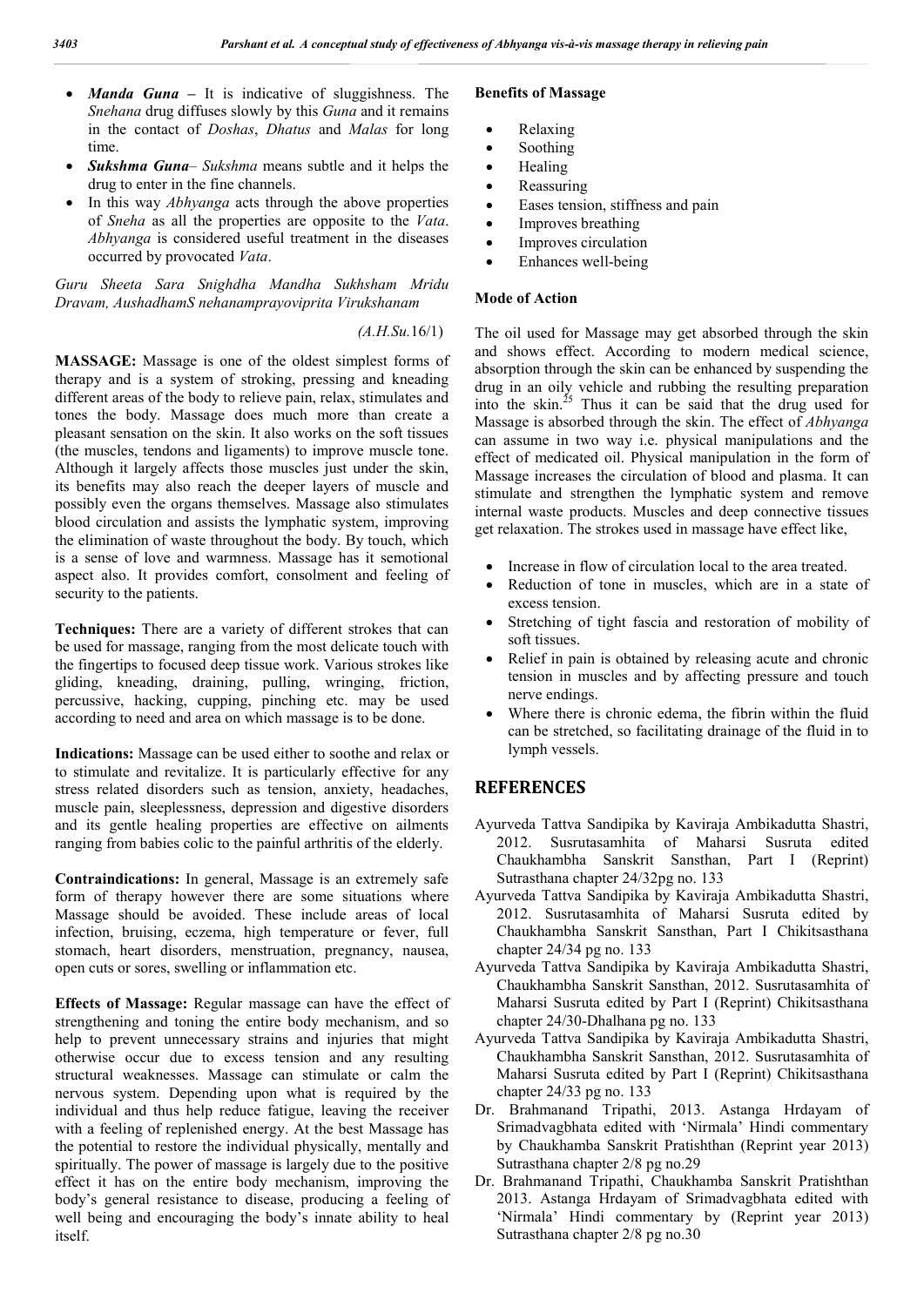- ***Manda Guna*** – It is indicative of sluggishness. The *Snehana* drug diffuses slowly by this *Guna* and it remains in the contact of *Doshas*, *Dhatus* and *Malas* for long time.
- ***Sukshma Guna***– *Sukshma* means subtle and it helps the drug to enter in the fine channels.
- In this way *Abhyanga* acts through the above properties of *Sneha* as all the properties are opposite to the *Vata*. *Abhyanga* is considered useful treatment in the diseases occurred by provocated *Vata*.

*Guru Sheeta Sara Snighdha Mandha Sukhsham Mridu Dravam, AushadhamS nehanamprayoviprita Virukshanam*

*(A.H.Su.*16/1)

**MASSAGE:** Massage is one of the oldest simplest forms of therapy and is a system of stroking, pressing and kneading different areas of the body to relieve pain, relax, stimulates and tones the body. Massage does much more than create a pleasant sensation on the skin. It also works on the soft tissues (the muscles, tendons and ligaments) to improve muscle tone. Although it largely affects those muscles just under the skin, its benefits may also reach the deeper layers of muscle and possibly even the organs themselves. Massage also stimulates blood circulation and assists the lymphatic system, improving the elimination of waste throughout the body. By touch, which is a sense of love and warmness. Massage has it semotional aspect also. It provides comfort, consolment and feeling of security to the patients.

**Techniques:** There are a variety of different strokes that can be used for massage, ranging from the most delicate touch with the fingertips to focused deep tissue work. Various strokes like gliding, kneading, draining, pulling, wringing, friction, percussive, hacking, cupping, pinching etc. may be used according to need and area on which massage is to be done.

**Indications:** Massage can be used either to soothe and relax or to stimulate and revitalize. It is particularly effective for any stress related disorders such as tension, anxiety, headaches, muscle pain, sleeplessness, depression and digestive disorders and its gentle healing properties are effective on ailments ranging from babies colic to the painful arthritis of the elderly.

**Contraindications:** In general, Massage is an extremely safe form of therapy however there are some situations where Massage should be avoided. These include areas of local infection, bruising, eczema, high temperature or fever, full stomach, heart disorders, menstruation, pregnancy, nausea, open cuts or sores, swelling or inflammation etc.

**Effects of Massage:** Regular massage can have the effect of strengthening and toning the entire body mechanism, and so help to prevent unnecessary strains and injuries that might otherwise occur due to excess tension and any resulting structural weaknesses. Massage can stimulate or calm the nervous system. Depending upon what is required by the individual and thus help reduce fatigue, leaving the receiver with a feeling of replenished energy. At the best Massage has the potential to restore the individual physically, mentally and spiritually. The power of massage is largely due to the positive effect it has on the entire body mechanism, improving the body's general resistance to disease, producing a feeling of well being and encouraging the body's innate ability to heal itself.

**Benefits of Massage**

- Relaxing
- Soothing
- Healing
- Reassuring
- Eases tension, stiffness and pain
- Improves breathing
- Improves circulation
- Enhances well-being

**Mode of Action**

The oil used for Massage may get absorbed through the skin and shows effect. According to modern medical science, absorption through the skin can be enhanced by suspending the drug in an oily vehicle and rubbing the resulting preparation into the skin.[25] Thus it can be said that the drug used for Massage is absorbed through the skin. The effect of *Abhyanga* can assume in two way i.e. physical manipulations and the effect of medicated oil. Physical manipulation in the form of Massage increases the circulation of blood and plasma. It can stimulate and strengthen the lymphatic system and remove internal waste products. Muscles and deep connective tissues get relaxation. The strokes used in massage have effect like,

- Increase in flow of circulation local to the area treated.
- Reduction of tone in muscles, which are in a state of excess tension.
- Stretching of tight fascia and restoration of mobility of soft tissues.
- Relief in pain is obtained by releasing acute and chronic tension in muscles and by affecting pressure and touch nerve endings.
- Where there is chronic edema, the fibrin within the fluid can be stretched, so facilitating drainage of the fluid in to lymph vessels.

## REFERENCES

Ayurveda Tattva Sandipika by Kaviraja Ambikadutta Shastri, 2012. Susrutasamhita of Maharsi Susruta edited Chaukhambha Sanskrit Sansthan, Part I (Reprint) Sutrasthana chapter 24/32pg no. 133

Ayurveda Tattva Sandipika by Kaviraja Ambikadutta Shastri, 2012. Susrutasamhita of Maharsi Susruta edited by Chaukhambha Sanskrit Sansthan, Part I Chikitsasthana chapter 24/34 pg no. 133

Ayurveda Tattva Sandipika by Kaviraja Ambikadutta Shastri, Chaukhambha Sanskrit Sansthan, 2012. Susrutasamhita of Maharsi Susruta edited by Part I (Reprint) Chikitsasthana chapter 24/30-Dhalhana pg no. 133

Ayurveda Tattva Sandipika by Kaviraja Ambikadutta Shastri, Chaukhambha Sanskrit Sansthan, 2012. Susrutasamhita of Maharsi Susruta edited by Part I (Reprint) Chikitsasthana chapter 24/33 pg no. 133

Dr. Brahmanand Tripathi, 2013. Astanga Hrdayam of Srimadvagbhata edited with 'Nirmala' Hindi commentary by Chaukhamba Sanskrit Pratishthan (Reprint year 2013) Sutrasthana chapter 2/8 pg no.29

Dr. Brahmanand Tripathi, Chaukhamba Sanskrit Pratishthan 2013. Astanga Hrdayam of Srimadvagbhata edited with 'Nirmala' Hindi commentary by (Reprint year 2013) Sutrasthana chapter 2/8 pg no.30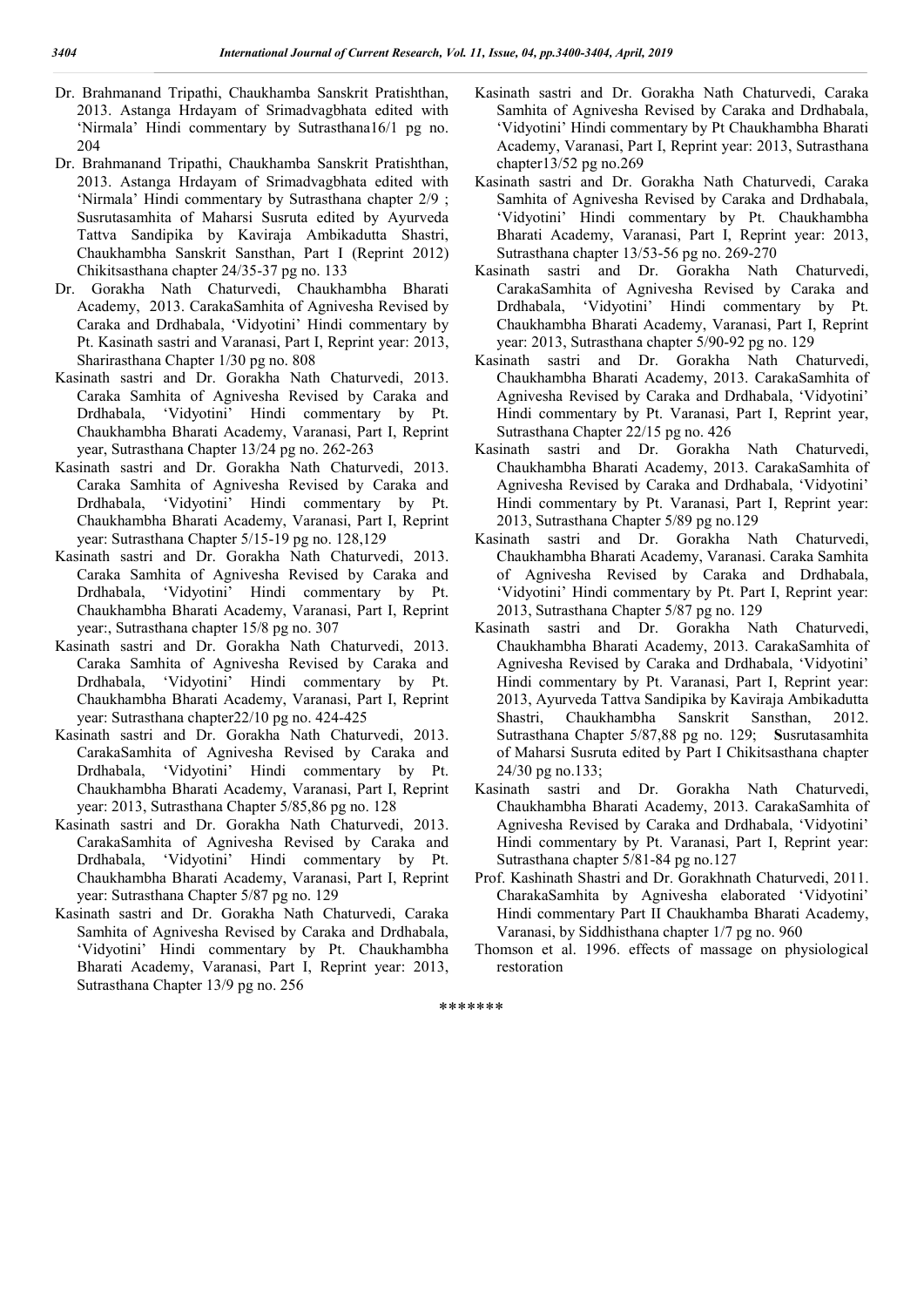- Dr. Brahmanand Tripathi, Chaukhamba Sanskrit Pratishthan, 2013. Astanga Hrdayam of Srimadvagbhata edited with 'Nirmala' Hindi commentary by Sutrasthana16/1 pg no. 204
- Dr. Brahmanand Tripathi, Chaukhamba Sanskrit Pratishthan, 2013. Astanga Hrdayam of Srimadvagbhata edited with 'Nirmala' Hindi commentary by Sutrasthana chapter 2/9 ; Susrutasamhita of Maharsi Susruta edited by Ayurveda Tattva Sandipika by Kaviraja Ambikadutta Shastri, Chaukhambha Sanskrit Sansthan, Part I (Reprint 2012) Chikitsasthana chapter 24/35-37 pg no. 133
- Dr. Gorakha Nath Chaturvedi, Chaukhambha Bharati Academy, 2013. CarakaSamhita of Agnivesha Revised by Caraka and Drdhabala, 'Vidyotini' Hindi commentary by Pt. Kasinath sastri and Varanasi, Part I, Reprint year: 2013, Sharirasthana Chapter 1/30 pg no. 808
- Kasinath sastri and Dr. Gorakha Nath Chaturvedi, 2013. Caraka Samhita of Agnivesha Revised by Caraka and Drdhabala, 'Vidyotini' Hindi commentary by Pt. Chaukhambha Bharati Academy, Varanasi, Part I, Reprint year, Sutrasthana Chapter 13/24 pg no. 262-263
- Kasinath sastri and Dr. Gorakha Nath Chaturvedi, 2013. Caraka Samhita of Agnivesha Revised by Caraka and Drdhabala, 'Vidyotini' Hindi commentary by Pt. Chaukhambha Bharati Academy, Varanasi, Part I, Reprint year: Sutrasthana Chapter 5/15-19 pg no. 128,129
- Kasinath sastri and Dr. Gorakha Nath Chaturvedi, 2013. Caraka Samhita of Agnivesha Revised by Caraka and Drdhabala, 'Vidyotini' Hindi commentary by Pt. Chaukhambha Bharati Academy, Varanasi, Part I, Reprint year:, Sutrasthana chapter 15/8 pg no. 307
- Kasinath sastri and Dr. Gorakha Nath Chaturvedi, 2013. Caraka Samhita of Agnivesha Revised by Caraka and Drdhabala, 'Vidyotini' Hindi commentary by Pt. Chaukhambha Bharati Academy, Varanasi, Part I, Reprint year: Sutrasthana chapter22/10 pg no. 424-425
- Kasinath sastri and Dr. Gorakha Nath Chaturvedi, 2013. CarakaSamhita of Agnivesha Revised by Caraka and Drdhabala, 'Vidyotini' Hindi commentary by Pt. Chaukhambha Bharati Academy, Varanasi, Part I, Reprint year: 2013, Sutrasthana Chapter 5/85,86 pg no. 128
- Kasinath sastri and Dr. Gorakha Nath Chaturvedi, 2013. CarakaSamhita of Agnivesha Revised by Caraka and Drdhabala, 'Vidyotini' Hindi commentary by Pt. Chaukhambha Bharati Academy, Varanasi, Part I, Reprint year: Sutrasthana Chapter 5/87 pg no. 129
- Kasinath sastri and Dr. Gorakha Nath Chaturvedi, Caraka Samhita of Agnivesha Revised by Caraka and Drdhabala, 'Vidyotini' Hindi commentary by Pt. Chaukhambha Bharati Academy, Varanasi, Part I, Reprint year: 2013, Sutrasthana Chapter 13/9 pg no. 256
- Kasinath sastri and Dr. Gorakha Nath Chaturvedi, Caraka Samhita of Agnivesha Revised by Caraka and Drdhabala, 'Vidyotini' Hindi commentary by Pt Chaukhambha Bharati Academy, Varanasi, Part I, Reprint year: 2013, Sutrasthana chapter13/52 pg no.269
- Kasinath sastri and Dr. Gorakha Nath Chaturvedi, Caraka Samhita of Agnivesha Revised by Caraka and Drdhabala, 'Vidyotini' Hindi commentary by Pt. Chaukhambha Bharati Academy, Varanasi, Part I, Reprint year: 2013, Sutrasthana chapter 13/53-56 pg no. 269-270
- Kasinath sastri and Dr. Gorakha Nath Chaturvedi, CarakaSamhita of Agnivesha Revised by Caraka and Drdhabala, 'Vidyotini' Hindi commentary by Pt. Chaukhambha Bharati Academy, Varanasi, Part I, Reprint year: 2013, Sutrasthana chapter 5/90-92 pg no. 129
- Kasinath sastri and Dr. Gorakha Nath Chaturvedi, Chaukhambha Bharati Academy, 2013. CarakaSamhita of Agnivesha Revised by Caraka and Drdhabala, 'Vidyotini' Hindi commentary by Pt. Varanasi, Part I, Reprint year, Sutrasthana Chapter 22/15 pg no. 426
- Kasinath sastri and Dr. Gorakha Nath Chaturvedi, Chaukhambha Bharati Academy, 2013. CarakaSamhita of Agnivesha Revised by Caraka and Drdhabala, 'Vidyotini' Hindi commentary by Pt. Varanasi, Part I, Reprint year: 2013, Sutrasthana Chapter 5/89 pg no.129
- Kasinath sastri and Dr. Gorakha Nath Chaturvedi, Chaukhambha Bharati Academy, Varanasi. Caraka Samhita of Agnivesha Revised by Caraka and Drdhabala, 'Vidyotini' Hindi commentary by Pt. Part I, Reprint year: 2013, Sutrasthana Chapter 5/87 pg no. 129
- Kasinath sastri and Dr. Gorakha Nath Chaturvedi, Chaukhambha Bharati Academy, 2013. CarakaSamhita of Agnivesha Revised by Caraka and Drdhabala, 'Vidyotini' Hindi commentary by Pt. Varanasi, Part I, Reprint year: 2013, Ayurveda Tattva Sandipika by Kaviraja Ambikadutta Shastri, Chaukhambha Sanskrit Sansthan, 2012. Sutrasthana Chapter 5/87,88 pg no. 129; **S**usrutasamhita of Maharsi Susruta edited by Part I Chikitsasthana chapter 24/30 pg no.133;
- Kasinath sastri and Dr. Gorakha Nath Chaturvedi, Chaukhambha Bharati Academy, 2013. CarakaSamhita of Agnivesha Revised by Caraka and Drdhabala, 'Vidyotini' Hindi commentary by Pt. Varanasi, Part I, Reprint year: Sutrasthana chapter 5/81-84 pg no.127
- Prof. Kashinath Shastri and Dr. Gorakhnath Chaturvedi, 2011. CharakaSamhita by Agnivesha elaborated 'Vidyotini' Hindi commentary Part II Chaukhamba Bharati Academy, Varanasi, by Siddhisthana chapter 1/7 pg no. 960
- Thomson et al. 1996. effects of massage on physiological restoration

*******